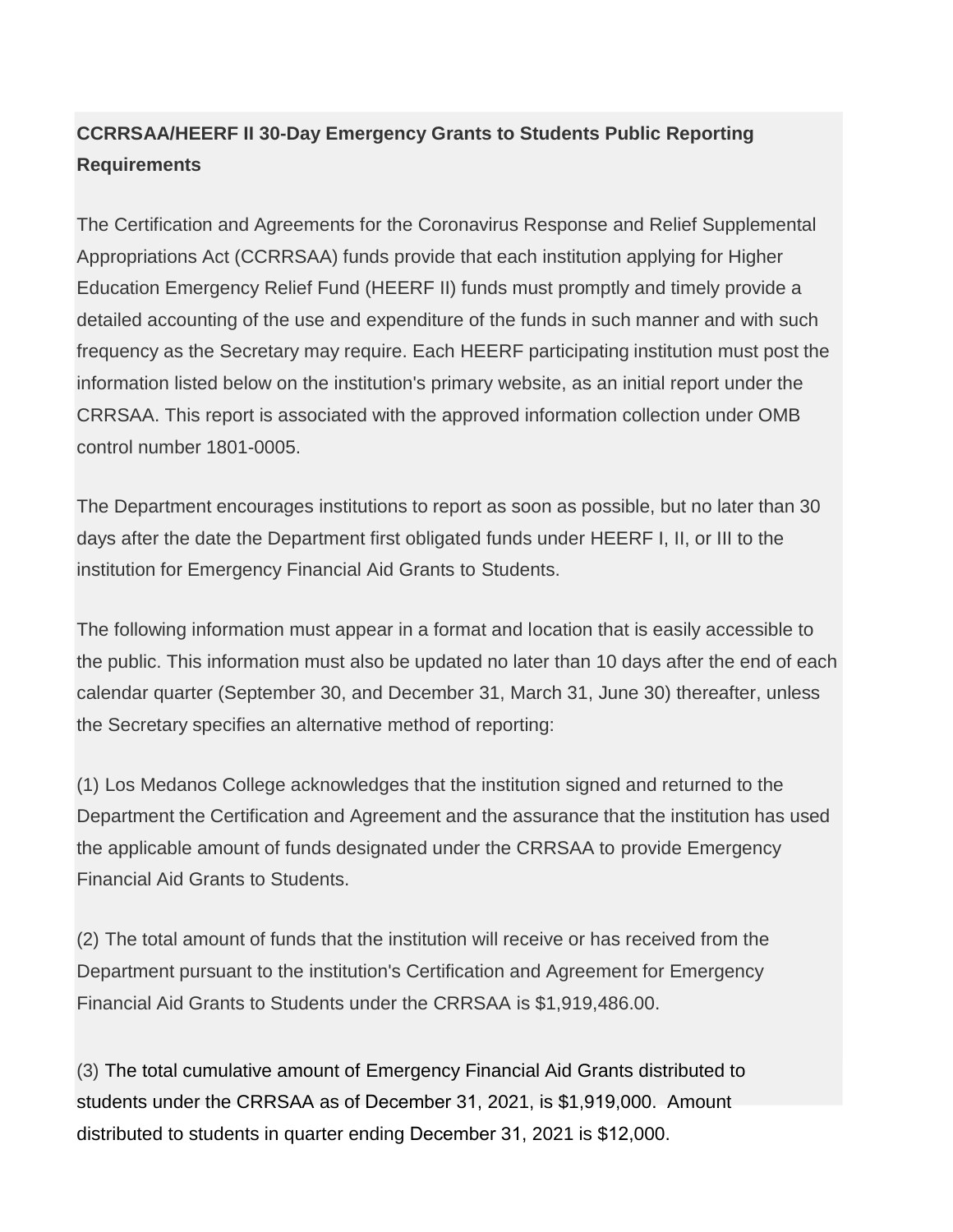**CCRRSAA/HEERF II 30-Day Emergency Grants to Students Public Reporting Requirements**

The Certification and Agreements for the Coronavirus Response and Relief Supplemental Appropriations Act (CCRRSAA) funds provide that each institution applying for Higher Education Emergency Relief Fund (HEERF II) funds must promptly and timely provide a detailed accounting of the use and expenditure of the funds in such manner and with such frequency as the Secretary may require. Each HEERF participating institution must post the information listed below on the institution's primary website, as an initial report under the CRRSAA. This report is associated with the approved information collection under OMB control number 1801-0005.

The Department encourages institutions to report as soon as possible, but no later than 30 days after the date the Department first obligated funds under HEERF I, II, or III to the institution for Emergency Financial Aid Grants to Students.

The following information must appear in a format and location that is easily accessible to the public. This information must also be updated no later than 10 days after the end of each calendar quarter (September 30, and December 31, March 31, June 30) thereafter, unless the Secretary specifies an alternative method of reporting:

(1) Los Medanos College acknowledges that the institution signed and returned to the Department the Certification and Agreement and the assurance that the institution has used the applicable amount of funds designated under the CRRSAA to provide Emergency Financial Aid Grants to Students.

(2) The total amount of funds that the institution will receive or has received from the Department pursuant to the institution's Certification and Agreement for Emergency Financial Aid Grants to Students under the CRRSAA is $1,919,486.00.

(3) The total cumulative amount of Emergency Financial Aid Grants distributed to students under the CRRSAA as of December 31, 2021, is $1,919,000. Amount distributed to students in quarter ending December 31, 2021 is $12,000.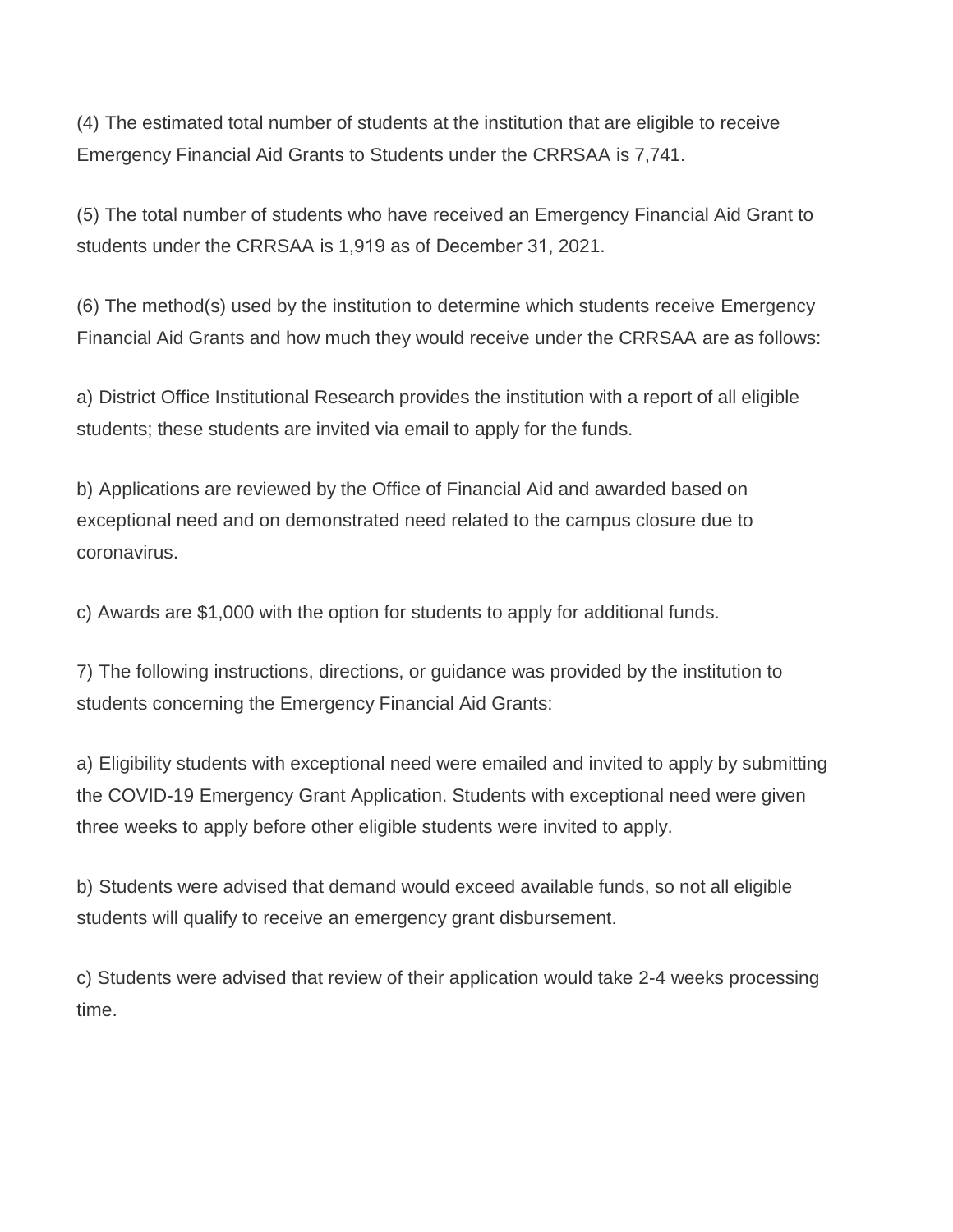(4) The estimated total number of students at the institution that are eligible to receive Emergency Financial Aid Grants to Students under the CRRSAA is 7,741.

(5) The total number of students who have received an Emergency Financial Aid Grant to students under the CRRSAA is 1,919 as of December 31, 2021.

(6) The method(s) used by the institution to determine which students receive Emergency Financial Aid Grants and how much they would receive under the CRRSAA are as follows:

a) District Office Institutional Research provides the institution with a report of all eligible students; these students are invited via email to apply for the funds.

b) Applications are reviewed by the Office of Financial Aid and awarded based on exceptional need and on demonstrated need related to the campus closure due to coronavirus.

c) Awards are $1,000 with the option for students to apply for additional funds.

7) The following instructions, directions, or guidance was provided by the institution to students concerning the Emergency Financial Aid Grants:

a) Eligibility students with exceptional need were emailed and invited to apply by submitting the COVID-19 Emergency Grant Application. Students with exceptional need were given three weeks to apply before other eligible students were invited to apply.

b) Students were advised that demand would exceed available funds, so not all eligible students will qualify to receive an emergency grant disbursement.

c) Students were advised that review of their application would take 2-4 weeks processing time.